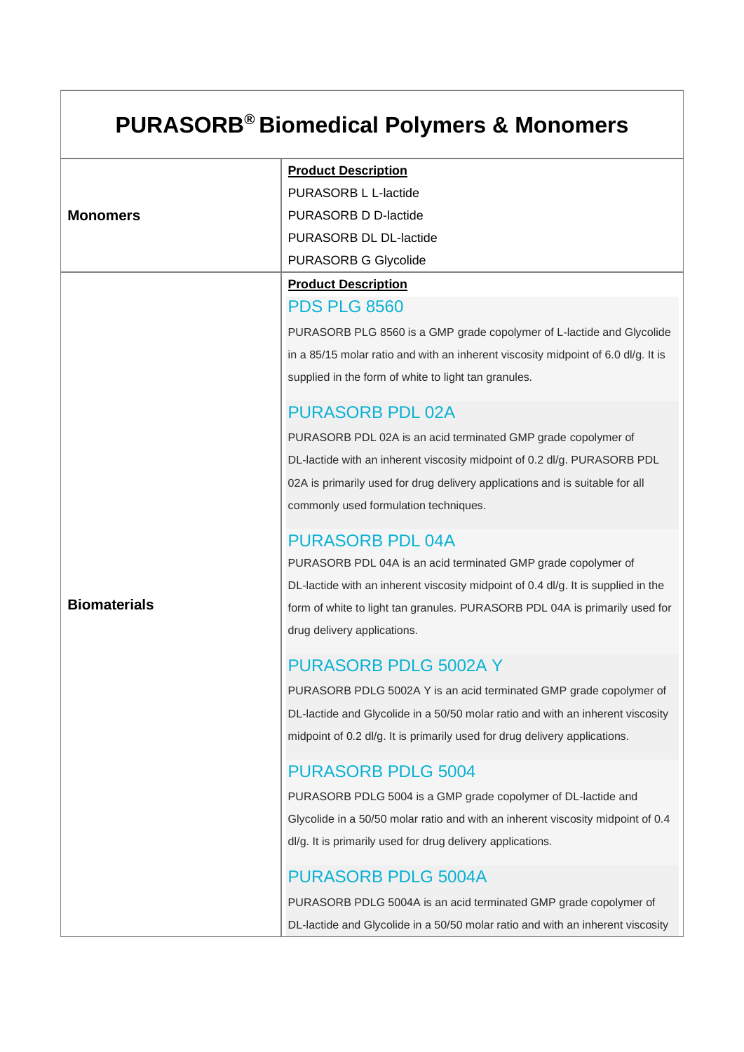# PURASORB® Biomedical Polymers & Monomers

| | |
|---|---|
| **Monomers** | **Product Description**<br>PURASORB L L-lactide<br>PURASORB D D-lactide<br>PURASORB DL DL-lactide<br>PURASORB G Glycolide |
| **Biomaterials** | **Product Description**<br>**PDS PLG 8560**<br>PURASORB PLG 8560 is a GMP grade copolymer of L-lactide and Glycolide in a 85/15 molar ratio and with an inherent viscosity midpoint of 6.0 dl/g. It is supplied in the form of white to light tan granules.<br><br>**PURASORB PDL 02A**<br>PURASORB PDL 02A is an acid terminated GMP grade copolymer of DL-lactide with an inherent viscosity midpoint of 0.2 dl/g. PURASORB PDL 02A is primarily used for drug delivery applications and is suitable for all commonly used formulation techniques.<br><br>**PURASORB PDL 04A**<br>PURASORB PDL 04A is an acid terminated GMP grade copolymer of DL-lactide with an inherent viscosity midpoint of 0.4 dl/g. It is supplied in the form of white to light tan granules. PURASORB PDL 04A is primarily used for drug delivery applications.<br><br>**PURASORB PDLG 5002A Y**<br>PURASORB PDLG 5002A Y is an acid terminated GMP grade copolymer of DL-lactide and Glycolide in a 50/50 molar ratio and with an inherent viscosity midpoint of 0.2 dl/g. It is primarily used for drug delivery applications.<br><br>**PURASORB PDLG 5004**<br>PURASORB PDLG 5004 is a GMP grade copolymer of DL-lactide and Glycolide in a 50/50 molar ratio and with an inherent viscosity midpoint of 0.4 dl/g. It is primarily used for drug delivery applications.<br><br>**PURASORB PDLG 5004A**<br>PURASORB PDLG 5004A is an acid terminated GMP grade copolymer of DL-lactide and Glycolide in a 50/50 molar ratio and with an inherent viscosity |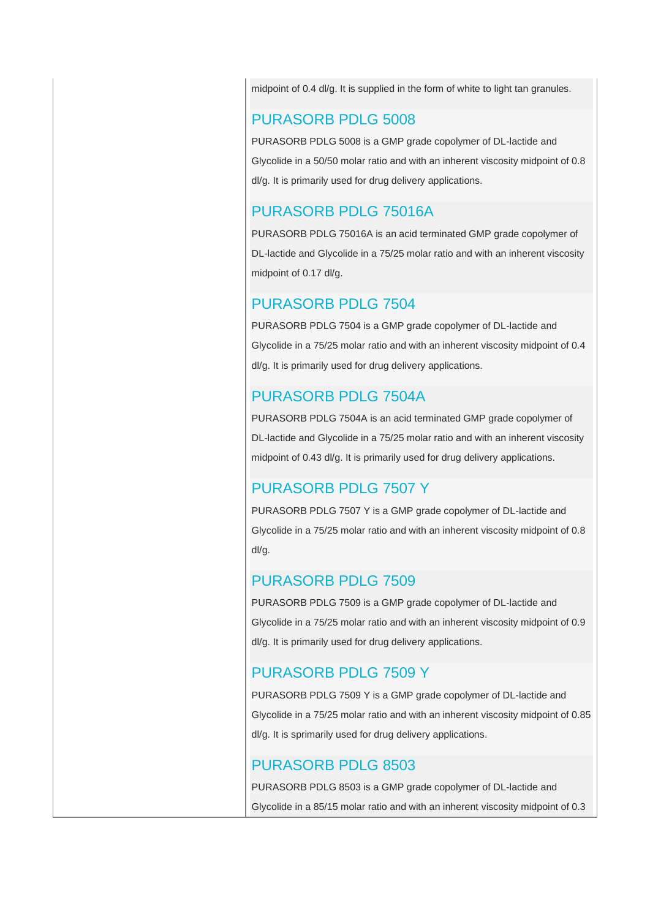midpoint of 0.4 dl/g. It is supplied in the form of white to light tan granules.

## PURASORB PDLG 5008

PURASORB PDLG 5008 is a GMP grade copolymer of DL-lactide and Glycolide in a 50/50 molar ratio and with an inherent viscosity midpoint of 0.8 dl/g. It is primarily used for drug delivery applications.

## PURASORB PDLG 75016A

PURASORB PDLG 75016A is an acid terminated GMP grade copolymer of DL-lactide and Glycolide in a 75/25 molar ratio and with an inherent viscosity midpoint of 0.17 dl/g.

## PURASORB PDLG 7504

PURASORB PDLG 7504 is a GMP grade copolymer of DL-lactide and Glycolide in a 75/25 molar ratio and with an inherent viscosity midpoint of 0.4 dl/g. It is primarily used for drug delivery applications.

## PURASORB PDLG 7504A

PURASORB PDLG 7504A is an acid terminated GMP grade copolymer of DL-lactide and Glycolide in a 75/25 molar ratio and with an inherent viscosity midpoint of 0.43 dl/g. It is primarily used for drug delivery applications.

## PURASORB PDLG 7507 Y

PURASORB PDLG 7507 Y is a GMP grade copolymer of DL-lactide and Glycolide in a 75/25 molar ratio and with an inherent viscosity midpoint of 0.8 dl/g.

## PURASORB PDLG 7509

PURASORB PDLG 7509 is a GMP grade copolymer of DL-lactide and Glycolide in a 75/25 molar ratio and with an inherent viscosity midpoint of 0.9 dl/g. It is primarily used for drug delivery applications.

## PURASORB PDLG 7509 Y

PURASORB PDLG 7509 Y is a GMP grade copolymer of DL-lactide and Glycolide in a 75/25 molar ratio and with an inherent viscosity midpoint of 0.85 dl/g. It is sprimarily used for drug delivery applications.

## PURASORB PDLG 8503

PURASORB PDLG 8503 is a GMP grade copolymer of DL-lactide and Glycolide in a 85/15 molar ratio and with an inherent viscosity midpoint of 0.3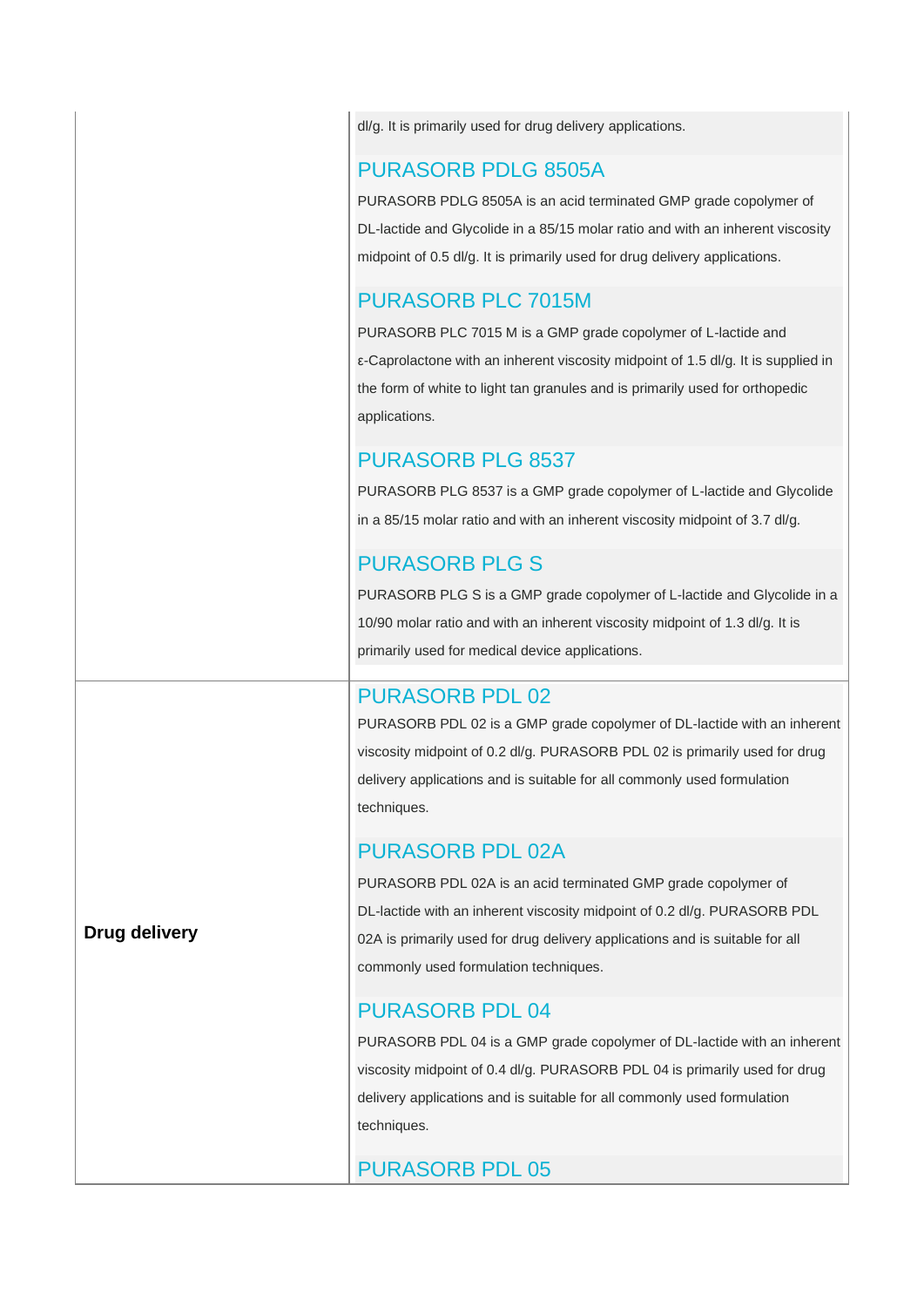| | |
|---|---|
| | dl/g. It is primarily used for drug delivery applications.<br><br>**PURASORB PDLG 8505A**<br>PURASORB PDLG 8505A is an acid terminated GMP grade copolymer of DL-lactide and Glycolide in a 85/15 molar ratio and with an inherent viscosity midpoint of 0.5 dl/g. It is primarily used for drug delivery applications.<br><br>**PURASORB PLC 7015M**<br>PURASORB PLC 7015 M is a GMP grade copolymer of L-lactide and ε-Caprolactone with an inherent viscosity midpoint of 1.5 dl/g. It is supplied in the form of white to light tan granules and is primarily used for orthopedic applications.<br><br>**PURASORB PLG 8537**<br>PURASORB PLG 8537 is a GMP grade copolymer of L-lactide and Glycolide in a 85/15 molar ratio and with an inherent viscosity midpoint of 3.7 dl/g.<br><br>**PURASORB PLG S**<br>PURASORB PLG S is a GMP grade copolymer of L-lactide and Glycolide in a 10/90 molar ratio and with an inherent viscosity midpoint of 1.3 dl/g. It is primarily used for medical device applications. |
| **Drug delivery** | **PURASORB PDL 02**<br>PURASORB PDL 02 is a GMP grade copolymer of DL-lactide with an inherent viscosity midpoint of 0.2 dl/g. PURASORB PDL 02 is primarily used for drug delivery applications and is suitable for all commonly used formulation techniques.<br><br>**PURASORB PDL 02A**<br>PURASORB PDL 02A is an acid terminated GMP grade copolymer of DL-lactide with an inherent viscosity midpoint of 0.2 dl/g. PURASORB PDL 02A is primarily used for drug delivery applications and is suitable for all commonly used formulation techniques.<br><br>**PURASORB PDL 04**<br>PURASORB PDL 04 is a GMP grade copolymer of DL-lactide with an inherent viscosity midpoint of 0.4 dl/g. PURASORB PDL 04 is primarily used for drug delivery applications and is suitable for all commonly used formulation techniques.<br><br>**PURASORB PDL 05** |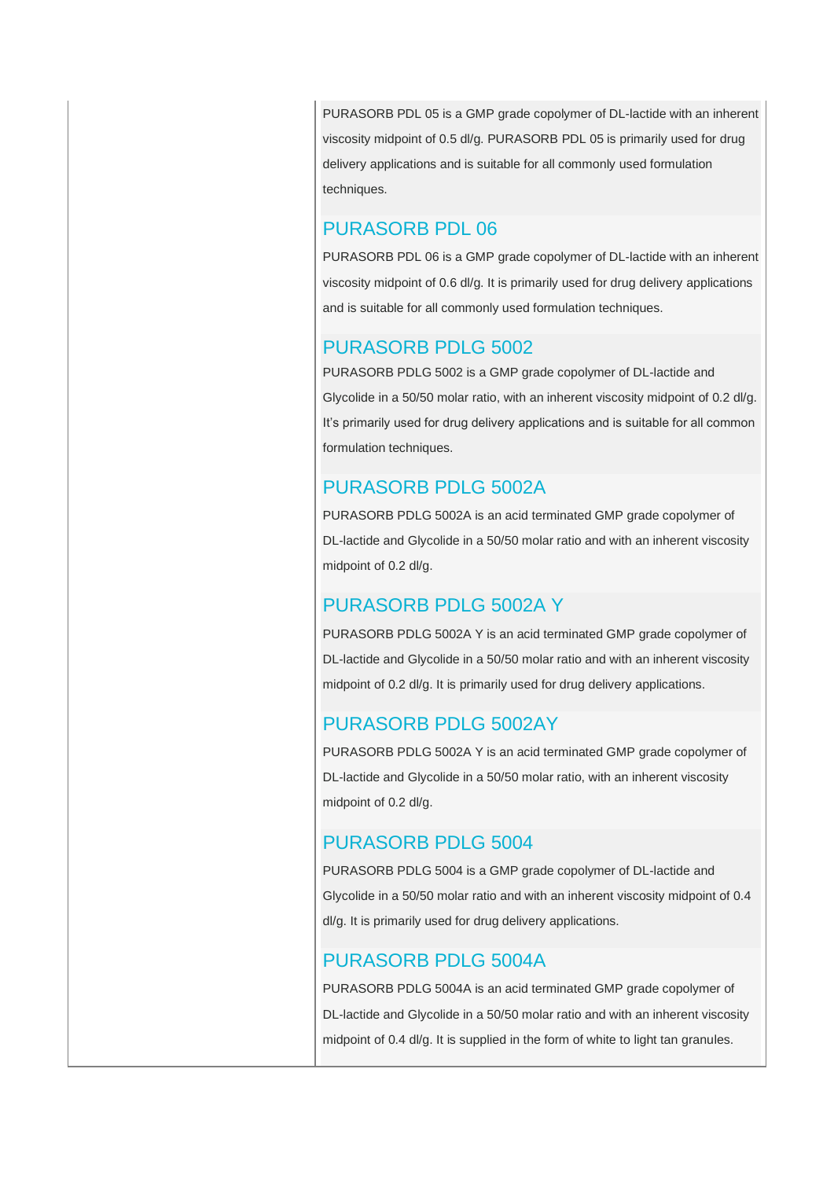PURASORB PDL 05 is a GMP grade copolymer of DL-lactide with an inherent viscosity midpoint of 0.5 dl/g. PURASORB PDL 05 is primarily used for drug delivery applications and is suitable for all commonly used formulation techniques.

## PURASORB PDL 06

PURASORB PDL 06 is a GMP grade copolymer of DL-lactide with an inherent viscosity midpoint of 0.6 dl/g. It is primarily used for drug delivery applications and is suitable for all commonly used formulation techniques.

## PURASORB PDLG 5002

PURASORB PDLG 5002 is a GMP grade copolymer of DL-lactide and Glycolide in a 50/50 molar ratio, with an inherent viscosity midpoint of 0.2 dl/g. It's primarily used for drug delivery applications and is suitable for all common formulation techniques.

## PURASORB PDLG 5002A

PURASORB PDLG 5002A is an acid terminated GMP grade copolymer of DL-lactide and Glycolide in a 50/50 molar ratio and with an inherent viscosity midpoint of 0.2 dl/g.

## PURASORB PDLG 5002A Y

PURASORB PDLG 5002A Y is an acid terminated GMP grade copolymer of DL-lactide and Glycolide in a 50/50 molar ratio and with an inherent viscosity midpoint of 0.2 dl/g. It is primarily used for drug delivery applications.

## PURASORB PDLG 5002AY

PURASORB PDLG 5002A Y is an acid terminated GMP grade copolymer of DL-lactide and Glycolide in a 50/50 molar ratio, with an inherent viscosity midpoint of 0.2 dl/g.

## PURASORB PDLG 5004

PURASORB PDLG 5004 is a GMP grade copolymer of DL-lactide and Glycolide in a 50/50 molar ratio and with an inherent viscosity midpoint of 0.4 dl/g. It is primarily used for drug delivery applications.

## PURASORB PDLG 5004A

PURASORB PDLG 5004A is an acid terminated GMP grade copolymer of DL-lactide and Glycolide in a 50/50 molar ratio and with an inherent viscosity midpoint of 0.4 dl/g. It is supplied in the form of white to light tan granules.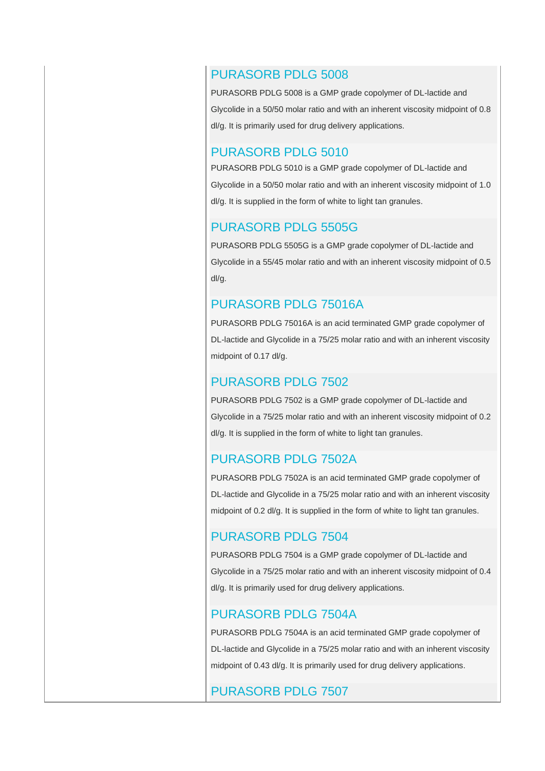## PURASORB PDLG 5008

PURASORB PDLG 5008 is a GMP grade copolymer of DL-lactide and Glycolide in a 50/50 molar ratio and with an inherent viscosity midpoint of 0.8 dl/g. It is primarily used for drug delivery applications.

## PURASORB PDLG 5010

PURASORB PDLG 5010 is a GMP grade copolymer of DL-lactide and Glycolide in a 50/50 molar ratio and with an inherent viscosity midpoint of 1.0 dl/g. It is supplied in the form of white to light tan granules.

## PURASORB PDLG 5505G

PURASORB PDLG 5505G is a GMP grade copolymer of DL-lactide and Glycolide in a 55/45 molar ratio and with an inherent viscosity midpoint of 0.5 dl/g.

## PURASORB PDLG 75016A

PURASORB PDLG 75016A is an acid terminated GMP grade copolymer of DL-lactide and Glycolide in a 75/25 molar ratio and with an inherent viscosity midpoint of 0.17 dl/g.

## PURASORB PDLG 7502

PURASORB PDLG 7502 is a GMP grade copolymer of DL-lactide and Glycolide in a 75/25 molar ratio and with an inherent viscosity midpoint of 0.2 dl/g. It is supplied in the form of white to light tan granules.

## PURASORB PDLG 7502A

PURASORB PDLG 7502A is an acid terminated GMP grade copolymer of DL-lactide and Glycolide in a 75/25 molar ratio and with an inherent viscosity midpoint of 0.2 dl/g. It is supplied in the form of white to light tan granules.

## PURASORB PDLG 7504

PURASORB PDLG 7504 is a GMP grade copolymer of DL-lactide and Glycolide in a 75/25 molar ratio and with an inherent viscosity midpoint of 0.4 dl/g. It is primarily used for drug delivery applications.

## PURASORB PDLG 7504A

PURASORB PDLG 7504A is an acid terminated GMP grade copolymer of DL-lactide and Glycolide in a 75/25 molar ratio and with an inherent viscosity midpoint of 0.43 dl/g. It is primarily used for drug delivery applications.

## PURASORB PDLG 7507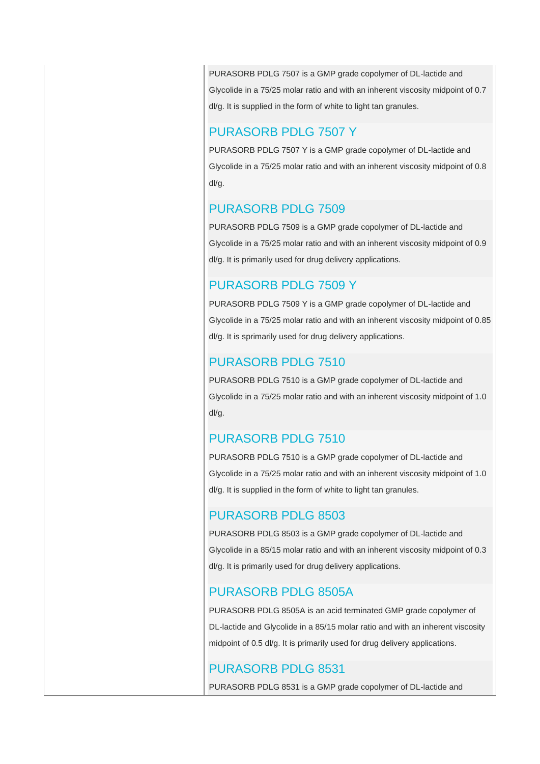PURASORB PDLG 7507 is a GMP grade copolymer of DL-lactide and Glycolide in a 75/25 molar ratio and with an inherent viscosity midpoint of 0.7 dl/g. It is supplied in the form of white to light tan granules.

## PURASORB PDLG 7507 Y

PURASORB PDLG 7507 Y is a GMP grade copolymer of DL-lactide and Glycolide in a 75/25 molar ratio and with an inherent viscosity midpoint of 0.8 dl/g.

## PURASORB PDLG 7509

PURASORB PDLG 7509 is a GMP grade copolymer of DL-lactide and Glycolide in a 75/25 molar ratio and with an inherent viscosity midpoint of 0.9 dl/g. It is primarily used for drug delivery applications.

## PURASORB PDLG 7509 Y

PURASORB PDLG 7509 Y is a GMP grade copolymer of DL-lactide and Glycolide in a 75/25 molar ratio and with an inherent viscosity midpoint of 0.85 dl/g. It is sprimarily used for drug delivery applications.

## PURASORB PDLG 7510

PURASORB PDLG 7510 is a GMP grade copolymer of DL-lactide and Glycolide in a 75/25 molar ratio and with an inherent viscosity midpoint of 1.0 dl/g.

## PURASORB PDLG 7510

PURASORB PDLG 7510 is a GMP grade copolymer of DL-lactide and Glycolide in a 75/25 molar ratio and with an inherent viscosity midpoint of 1.0 dl/g. It is supplied in the form of white to light tan granules.

## PURASORB PDLG 8503

PURASORB PDLG 8503 is a GMP grade copolymer of DL-lactide and Glycolide in a 85/15 molar ratio and with an inherent viscosity midpoint of 0.3 dl/g. It is primarily used for drug delivery applications.

## PURASORB PDLG 8505A

PURASORB PDLG 8505A is an acid terminated GMP grade copolymer of DL-lactide and Glycolide in a 85/15 molar ratio and with an inherent viscosity midpoint of 0.5 dl/g. It is primarily used for drug delivery applications.

## PURASORB PDLG 8531

PURASORB PDLG 8531 is a GMP grade copolymer of DL-lactide and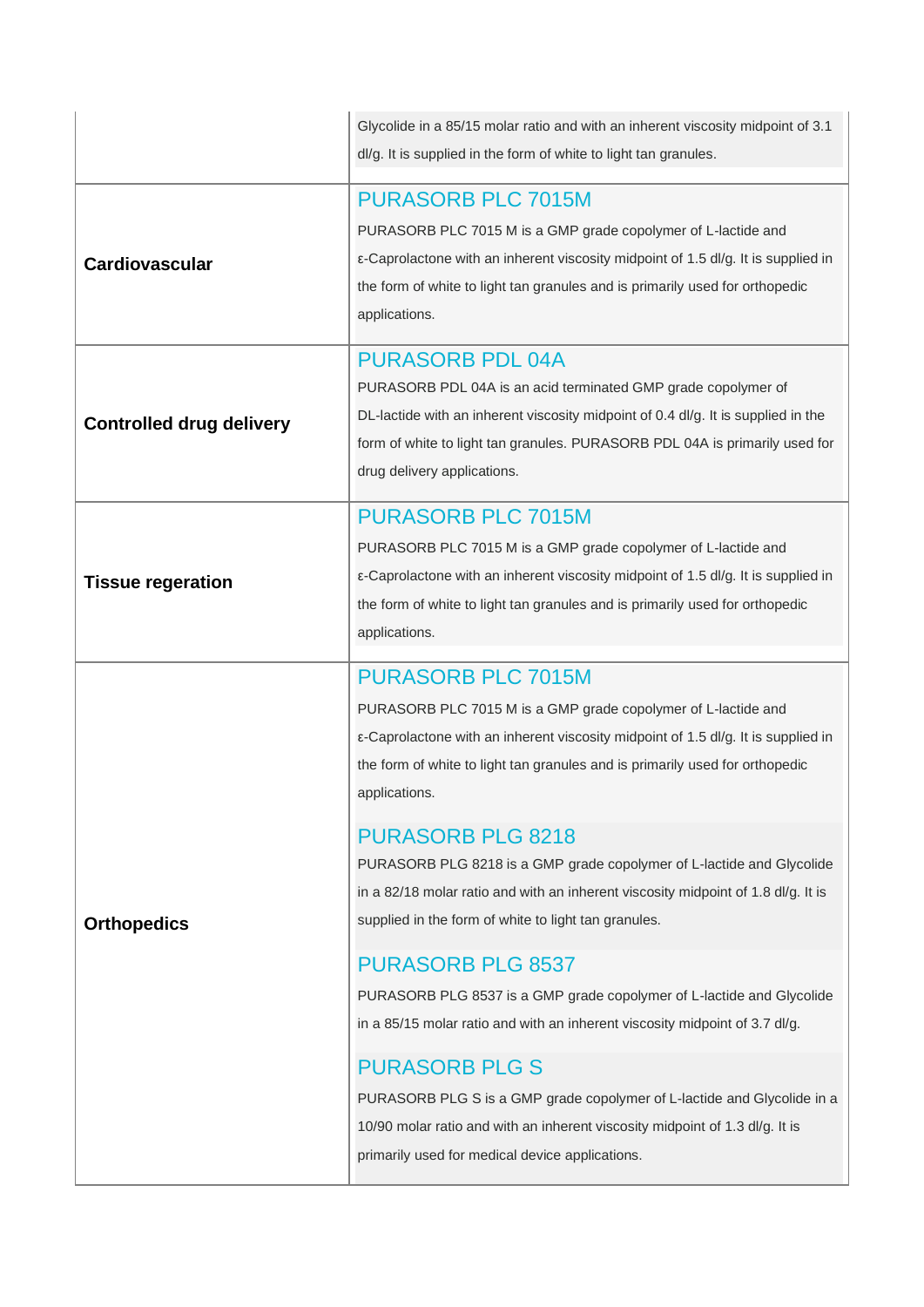| | |
|---|---|
| | Glycolide in a 85/15 molar ratio and with an inherent viscosity midpoint of 3.1 dl/g. It is supplied in the form of white to light tan granules. |
| **Cardiovascular** | **PURASORB PLC 7015M**<br>PURASORB PLC 7015 M is a GMP grade copolymer of L-lactide and ε-Caprolactone with an inherent viscosity midpoint of 1.5 dl/g. It is supplied in the form of white to light tan granules and is primarily used for orthopedic applications. |
| **Controlled drug delivery** | **PURASORB PDL 04A**<br>PURASORB PDL 04A is an acid terminated GMP grade copolymer of DL-lactide with an inherent viscosity midpoint of 0.4 dl/g. It is supplied in the form of white to light tan granules. PURASORB PDL 04A is primarily used for drug delivery applications. |
| **Tissue regeration** | **PURASORB PLC 7015M**<br>PURASORB PLC 7015 M is a GMP grade copolymer of L-lactide and ε-Caprolactone with an inherent viscosity midpoint of 1.5 dl/g. It is supplied in the form of white to light tan granules and is primarily used for orthopedic applications. |
| **Orthopedics** | **PURASORB PLC 7015M**<br>PURASORB PLC 7015 M is a GMP grade copolymer of L-lactide and ε-Caprolactone with an inherent viscosity midpoint of 1.5 dl/g. It is supplied in the form of white to light tan granules and is primarily used for orthopedic applications.<br><br>**PURASORB PLG 8218**<br>PURASORB PLG 8218 is a GMP grade copolymer of L-lactide and Glycolide in a 82/18 molar ratio and with an inherent viscosity midpoint of 1.8 dl/g. It is supplied in the form of white to light tan granules.<br><br>**PURASORB PLG 8537**<br>PURASORB PLG 8537 is a GMP grade copolymer of L-lactide and Glycolide in a 85/15 molar ratio and with an inherent viscosity midpoint of 3.7 dl/g.<br><br>**PURASORB PLG S**<br>PURASORB PLG S is a GMP grade copolymer of L-lactide and Glycolide in a 10/90 molar ratio and with an inherent viscosity midpoint of 1.3 dl/g. It is primarily used for medical device applications. |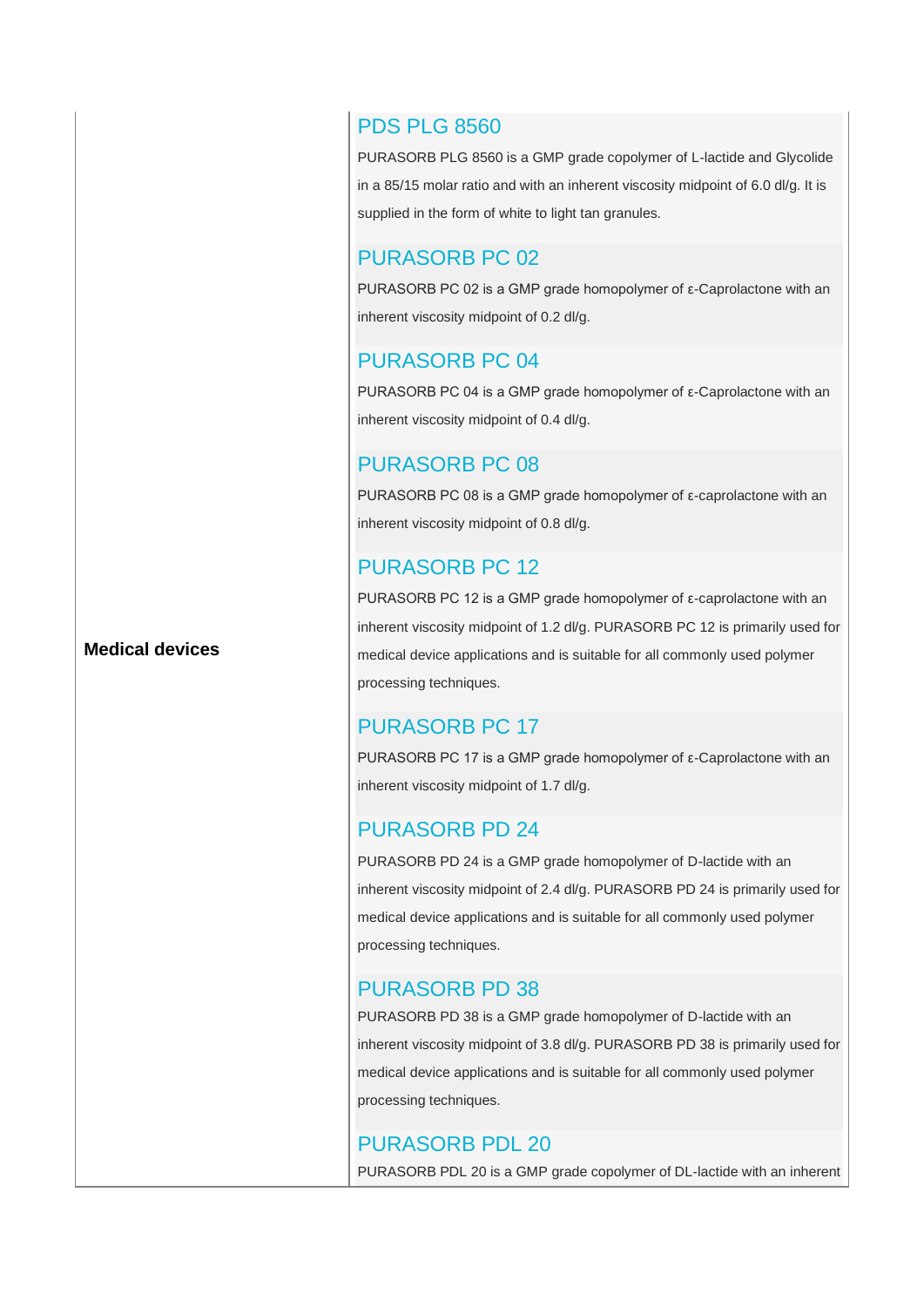| | |
|---|---|
| **Medical devices** | **PDS PLG 8560**<br>PURASORB PLG 8560 is a GMP grade copolymer of L-lactide and Glycolide in a 85/15 molar ratio and with an inherent viscosity midpoint of 6.0 dl/g. It is supplied in the form of white to light tan granules.<br><br>**PURASORB PC 02**<br>PURASORB PC 02 is a GMP grade homopolymer of ε-Caprolactone with an inherent viscosity midpoint of 0.2 dl/g.<br><br>**PURASORB PC 04**<br>PURASORB PC 04 is a GMP grade homopolymer of ε-Caprolactone with an inherent viscosity midpoint of 0.4 dl/g.<br><br>**PURASORB PC 08**<br>PURASORB PC 08 is a GMP grade homopolymer of ε-caprolactone with an inherent viscosity midpoint of 0.8 dl/g.<br><br>**PURASORB PC 12**<br>PURASORB PC 12 is a GMP grade homopolymer of ε-caprolactone with an inherent viscosity midpoint of 1.2 dl/g. PURASORB PC 12 is primarily used for medical device applications and is suitable for all commonly used polymer processing techniques.<br><br>**PURASORB PC 17**<br>PURASORB PC 17 is a GMP grade homopolymer of ε-Caprolactone with an inherent viscosity midpoint of 1.7 dl/g.<br><br>**PURASORB PD 24**<br>PURASORB PD 24 is a GMP grade homopolymer of D-lactide with an inherent viscosity midpoint of 2.4 dl/g. PURASORB PD 24 is primarily used for medical device applications and is suitable for all commonly used polymer processing techniques.<br><br>**PURASORB PD 38**<br>PURASORB PD 38 is a GMP grade homopolymer of D-lactide with an inherent viscosity midpoint of 3.8 dl/g. PURASORB PD 38 is primarily used for medical device applications and is suitable for all commonly used polymer processing techniques.<br><br>**PURASORB PDL 20**<br>PURASORB PDL 20 is a GMP grade copolymer of DL-lactide with an inherent |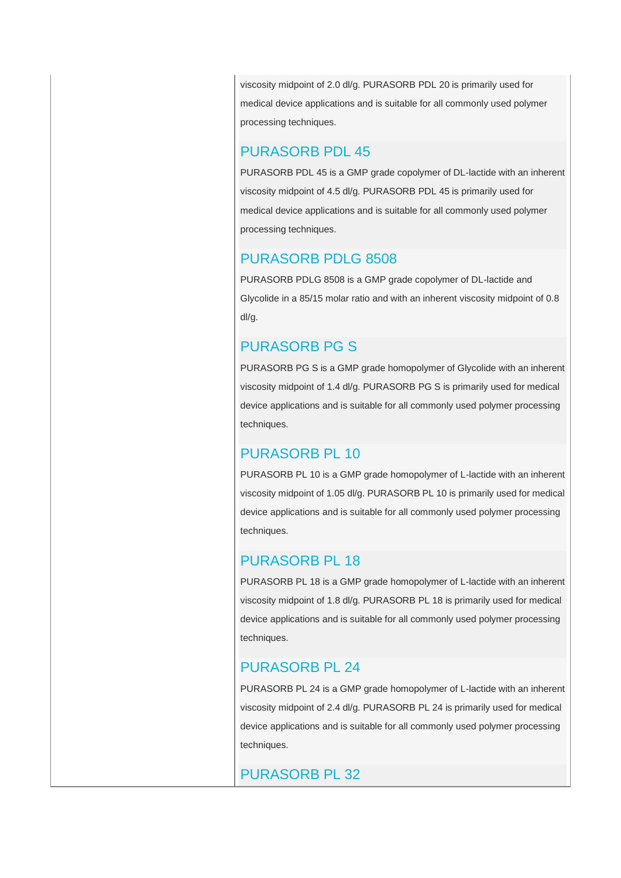viscosity midpoint of 2.0 dl/g. PURASORB PDL 20 is primarily used for medical device applications and is suitable for all commonly used polymer processing techniques.

### PURASORB PDL 45

PURASORB PDL 45 is a GMP grade copolymer of DL-lactide with an inherent viscosity midpoint of 4.5 dl/g. PURASORB PDL 45 is primarily used for medical device applications and is suitable for all commonly used polymer processing techniques.

### PURASORB PDLG 8508

PURASORB PDLG 8508 is a GMP grade copolymer of DL-lactide and Glycolide in a 85/15 molar ratio and with an inherent viscosity midpoint of 0.8 dl/g.

### PURASORB PG S

PURASORB PG S is a GMP grade homopolymer of Glycolide with an inherent viscosity midpoint of 1.4 dl/g. PURASORB PG S is primarily used for medical device applications and is suitable for all commonly used polymer processing techniques.

### PURASORB PL 10

PURASORB PL 10 is a GMP grade homopolymer of L-lactide with an inherent viscosity midpoint of 1.05 dl/g. PURASORB PL 10 is primarily used for medical device applications and is suitable for all commonly used polymer processing techniques.

### PURASORB PL 18

PURASORB PL 18 is a GMP grade homopolymer of L-lactide with an inherent viscosity midpoint of 1.8 dl/g. PURASORB PL 18 is primarily used for medical device applications and is suitable for all commonly used polymer processing techniques.

### PURASORB PL 24

PURASORB PL 24 is a GMP grade homopolymer of L-lactide with an inherent viscosity midpoint of 2.4 dl/g. PURASORB PL 24 is primarily used for medical device applications and is suitable for all commonly used polymer processing techniques.

### PURASORB PL 32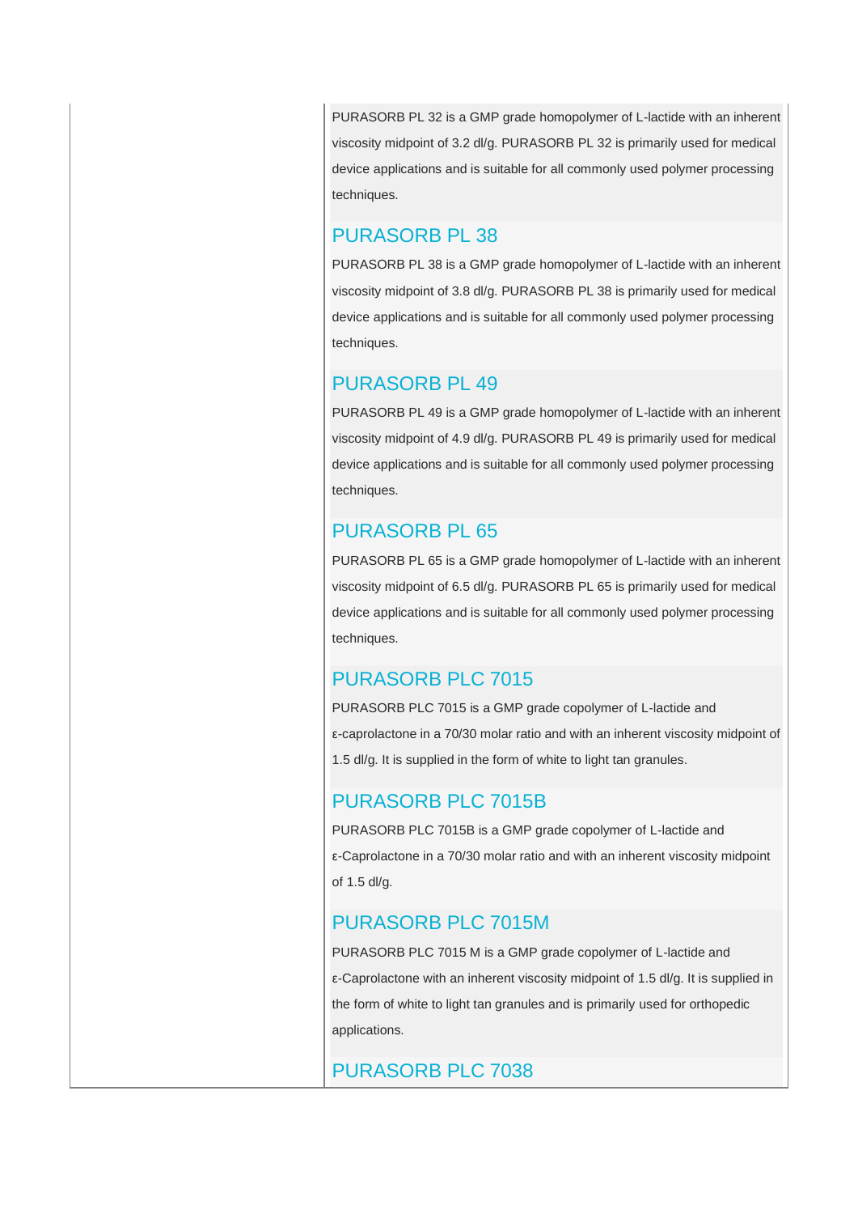PURASORB PL 32 is a GMP grade homopolymer of L-lactide with an inherent viscosity midpoint of 3.2 dl/g. PURASORB PL 32 is primarily used for medical device applications and is suitable for all commonly used polymer processing techniques.

### PURASORB PL 38

PURASORB PL 38 is a GMP grade homopolymer of L-lactide with an inherent viscosity midpoint of 3.8 dl/g. PURASORB PL 38 is primarily used for medical device applications and is suitable for all commonly used polymer processing techniques.

### PURASORB PL 49

PURASORB PL 49 is a GMP grade homopolymer of L-lactide with an inherent viscosity midpoint of 4.9 dl/g. PURASORB PL 49 is primarily used for medical device applications and is suitable for all commonly used polymer processing techniques.

### PURASORB PL 65

PURASORB PL 65 is a GMP grade homopolymer of L-lactide with an inherent viscosity midpoint of 6.5 dl/g. PURASORB PL 65 is primarily used for medical device applications and is suitable for all commonly used polymer processing techniques.

### PURASORB PLC 7015

PURASORB PLC 7015 is a GMP grade copolymer of L-lactide and ε-caprolactone in a 70/30 molar ratio and with an inherent viscosity midpoint of 1.5 dl/g. It is supplied in the form of white to light tan granules.

### PURASORB PLC 7015B

PURASORB PLC 7015B is a GMP grade copolymer of L-lactide and ε-Caprolactone in a 70/30 molar ratio and with an inherent viscosity midpoint of 1.5 dl/g.

### PURASORB PLC 7015M

PURASORB PLC 7015 M is a GMP grade copolymer of L-lactide and ε-Caprolactone with an inherent viscosity midpoint of 1.5 dl/g. It is supplied in the form of white to light tan granules and is primarily used for orthopedic applications.

### PURASORB PLC 7038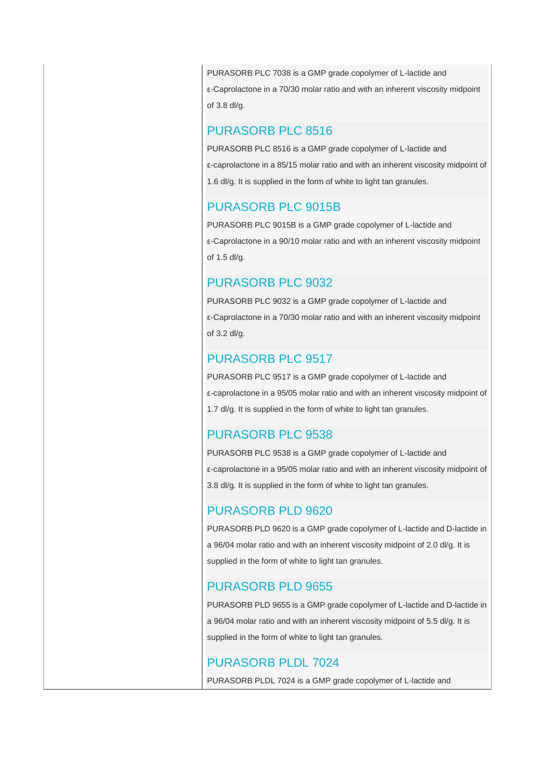PURASORB PLC 7038 is a GMP grade copolymer of L-lactide and ε-Caprolactone in a 70/30 molar ratio and with an inherent viscosity midpoint of 3.8 dl/g.

### PURASORB PLC 8516

PURASORB PLC 8516 is a GMP grade copolymer of L-lactide and ε-caprolactone in a 85/15 molar ratio and with an inherent viscosity midpoint of 1.6 dl/g. It is supplied in the form of white to light tan granules.

### PURASORB PLC 9015B

PURASORB PLC 9015B is a GMP grade copolymer of L-lactide and ε-Caprolactone in a 90/10 molar ratio and with an inherent viscosity midpoint of 1.5 dl/g.

### PURASORB PLC 9032

PURASORB PLC 9032 is a GMP grade copolymer of L-lactide and ε-Caprolactone in a 70/30 molar ratio and with an inherent viscosity midpoint of 3.2 dl/g.

### PURASORB PLC 9517

PURASORB PLC 9517 is a GMP grade copolymer of L-lactide and ε-caprolactone in a 95/05 molar ratio and with an inherent viscosity midpoint of 1.7 dl/g. It is supplied in the form of white to light tan granules.

### PURASORB PLC 9538

PURASORB PLC 9538 is a GMP grade copolymer of L-lactide and ε-caprolactone in a 95/05 molar ratio and with an inherent viscosity midpoint of 3.8 dl/g. It is supplied in the form of white to light tan granules.

### PURASORB PLD 9620

PURASORB PLD 9620 is a GMP grade copolymer of L-lactide and D-lactide in a 96/04 molar ratio and with an inherent viscosity midpoint of 2.0 dl/g. It is supplied in the form of white to light tan granules.

### PURASORB PLD 9655

PURASORB PLD 9655 is a GMP grade copolymer of L-lactide and D-lactide in a 96/04 molar ratio and with an inherent viscosity midpoint of 5.5 dl/g. It is supplied in the form of white to light tan granules.

### PURASORB PLDL 7024

PURASORB PLDL 7024 is a GMP grade copolymer of L-lactide and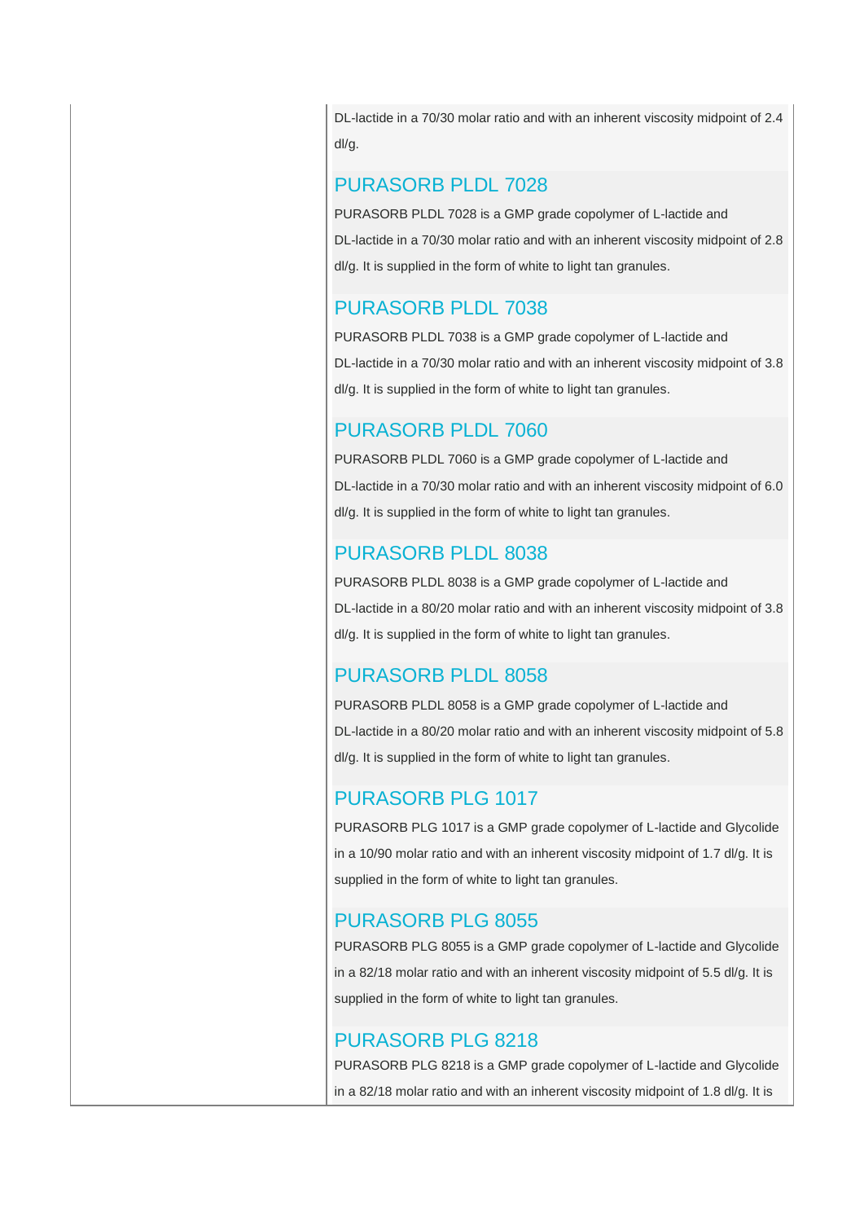DL-lactide in a 70/30 molar ratio and with an inherent viscosity midpoint of 2.4 dl/g.

### PURASORB PLDL 7028

PURASORB PLDL 7028 is a GMP grade copolymer of L-lactide and DL-lactide in a 70/30 molar ratio and with an inherent viscosity midpoint of 2.8 dl/g. It is supplied in the form of white to light tan granules.

### PURASORB PLDL 7038

PURASORB PLDL 7038 is a GMP grade copolymer of L-lactide and DL-lactide in a 70/30 molar ratio and with an inherent viscosity midpoint of 3.8 dl/g. It is supplied in the form of white to light tan granules.

### PURASORB PLDL 7060

PURASORB PLDL 7060 is a GMP grade copolymer of L-lactide and DL-lactide in a 70/30 molar ratio and with an inherent viscosity midpoint of 6.0 dl/g. It is supplied in the form of white to light tan granules.

### PURASORB PLDL 8038

PURASORB PLDL 8038 is a GMP grade copolymer of L-lactide and DL-lactide in a 80/20 molar ratio and with an inherent viscosity midpoint of 3.8 dl/g. It is supplied in the form of white to light tan granules.

### PURASORB PLDL 8058

PURASORB PLDL 8058 is a GMP grade copolymer of L-lactide and DL-lactide in a 80/20 molar ratio and with an inherent viscosity midpoint of 5.8 dl/g. It is supplied in the form of white to light tan granules.

### PURASORB PLG 1017

PURASORB PLG 1017 is a GMP grade copolymer of L-lactide and Glycolide in a 10/90 molar ratio and with an inherent viscosity midpoint of 1.7 dl/g. It is supplied in the form of white to light tan granules.

### PURASORB PLG 8055

PURASORB PLG 8055 is a GMP grade copolymer of L-lactide and Glycolide in a 82/18 molar ratio and with an inherent viscosity midpoint of 5.5 dl/g. It is supplied in the form of white to light tan granules.

### PURASORB PLG 8218

PURASORB PLG 8218 is a GMP grade copolymer of L-lactide and Glycolide in a 82/18 molar ratio and with an inherent viscosity midpoint of 1.8 dl/g. It is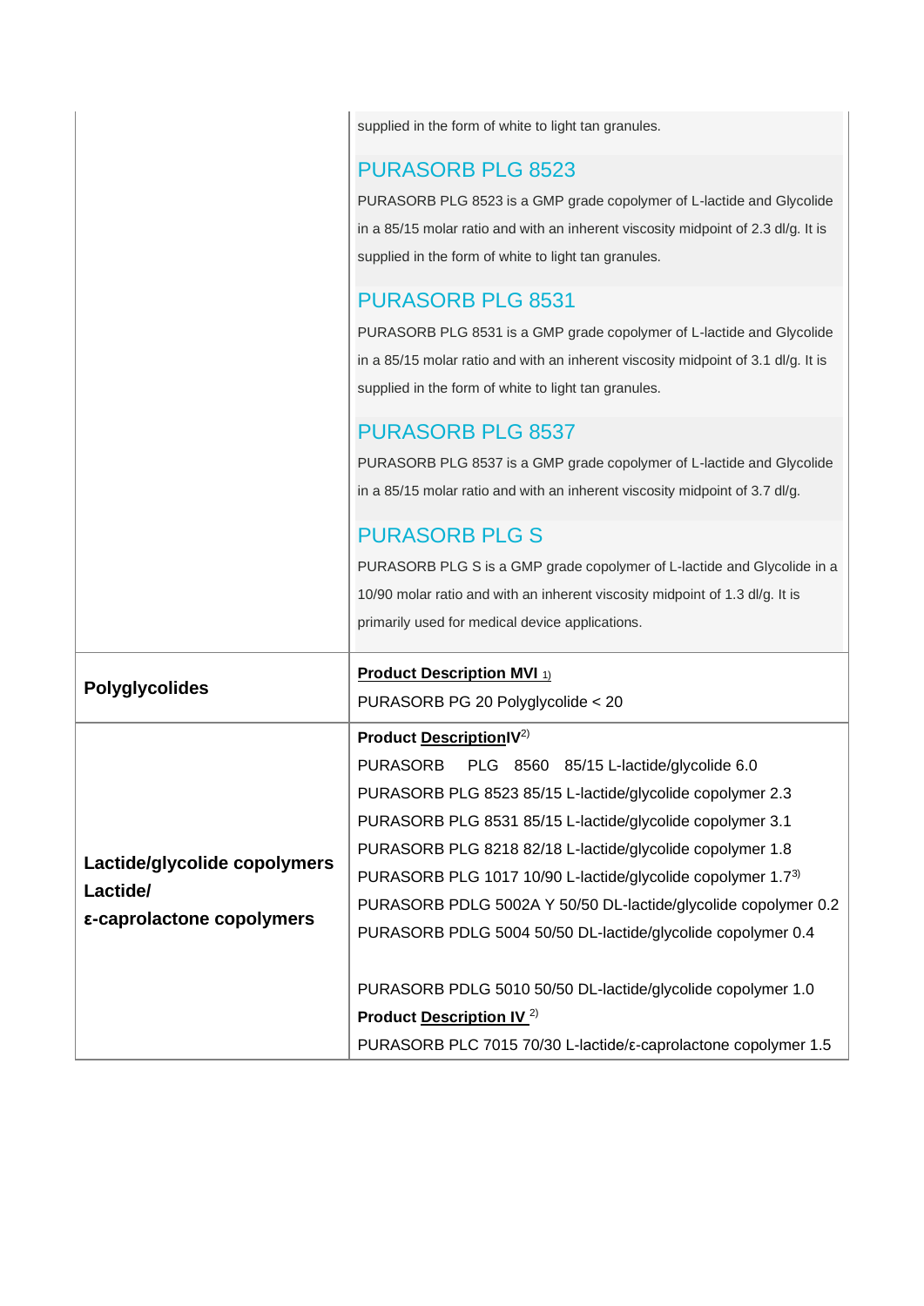| | |
|---|---|
| | supplied in the form of white to light tan granules.<br><br>PURASORB PLG 8523<br>PURASORB PLG 8523 is a GMP grade copolymer of L-lactide and Glycolide in a 85/15 molar ratio and with an inherent viscosity midpoint of 2.3 dl/g. It is supplied in the form of white to light tan granules.<br><br>PURASORB PLG 8531<br>PURASORB PLG 8531 is a GMP grade copolymer of L-lactide and Glycolide in a 85/15 molar ratio and with an inherent viscosity midpoint of 3.1 dl/g. It is supplied in the form of white to light tan granules.<br><br>PURASORB PLG 8537<br>PURASORB PLG 8537 is a GMP grade copolymer of L-lactide and Glycolide in a 85/15 molar ratio and with an inherent viscosity midpoint of 3.7 dl/g.<br><br>PURASORB PLG S<br>PURASORB PLG S is a GMP grade copolymer of L-lactide and Glycolide in a 10/90 molar ratio and with an inherent viscosity midpoint of 1.3 dl/g. It is primarily used for medical device applications. |
| **Polyglycolides** | **Product Description MVI** 1)<br>PURASORB PG 20 Polyglycolide < 20 |
| **Lactide/glycolide copolymers Lactide/ ε-caprolactone copolymers** | **Product DescriptionIV** 2)<br>PURASORB PLG 8560 85/15 L-lactide/glycolide 6.0<br>PURASORB PLG 8523 85/15 L-lactide/glycolide copolymer 2.3<br>PURASORB PLG 8531 85/15 L-lactide/glycolide copolymer 3.1<br>PURASORB PLG 8218 82/18 L-lactide/glycolide copolymer 1.8<br>PURASORB PLG 1017 10/90 L-lactide/glycolide copolymer 1.7 3)<br>PURASORB PDLG 5002A Y 50/50 DL-lactide/glycolide copolymer 0.2<br>PURASORB PDLG 5004 50/50 DL-lactide/glycolide copolymer 0.4<br><br>PURASORB PDLG 5010 50/50 DL-lactide/glycolide copolymer 1.0<br>**Product Description IV** 2)<br>PURASORB PLC 7015 70/30 L-lactide/ε-caprolactone copolymer 1.5 |